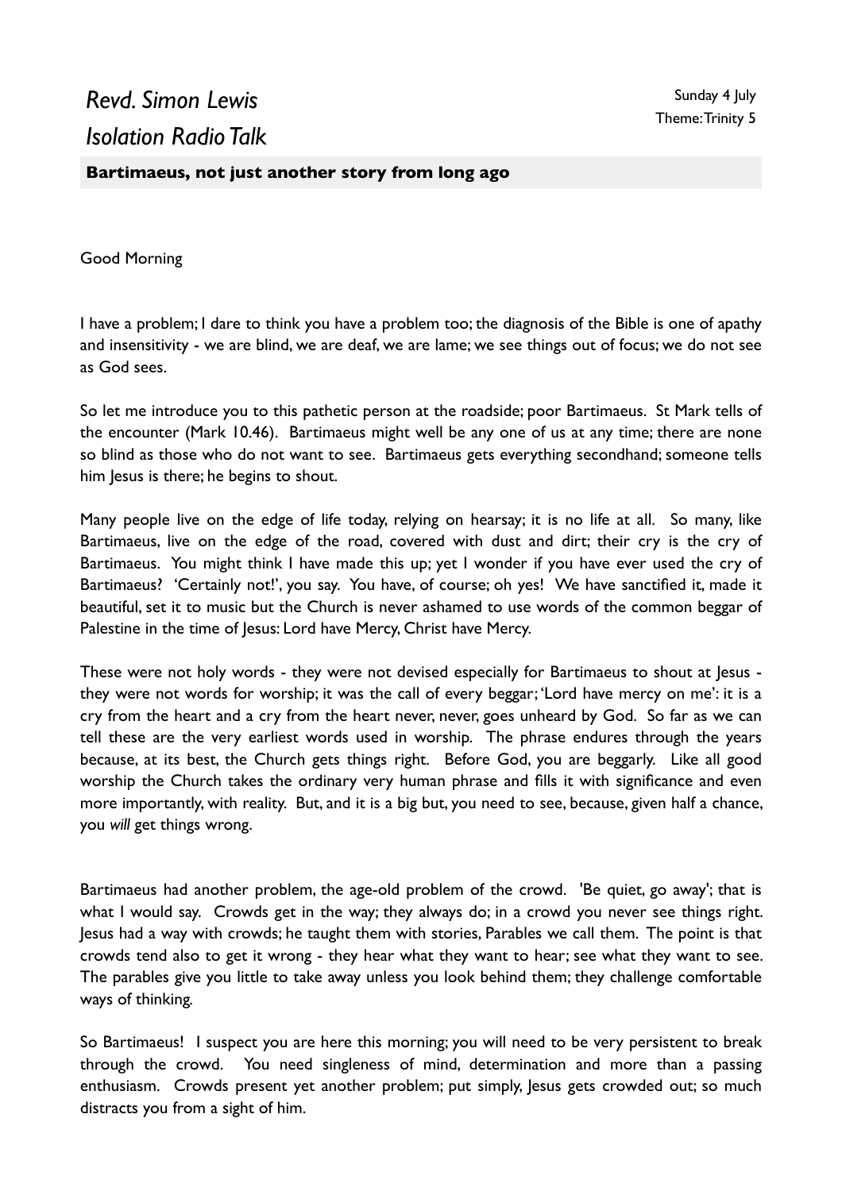# *Revd. Simon Lewis*
# *Isolation Radio Talk*

Sunday 4 July
Theme: Trinity 5

**Bartimaeus, not just another story from long ago**

Good Morning

I have a problem; I dare to think you have a problem too; the diagnosis of the Bible is one of apathy and insensitivity - we are blind, we are deaf, we are lame; we see things out of focus; we do not see as God sees.

So let me introduce you to this pathetic person at the roadside; poor Bartimaeus. St Mark tells of the encounter (Mark 10.46). Bartimaeus might well be any one of us at any time; there are none so blind as those who do not want to see. Bartimaeus gets everything secondhand; someone tells him Jesus is there; he begins to shout.

Many people live on the edge of life today, relying on hearsay; it is no life at all. So many, like Bartimaeus, live on the edge of the road, covered with dust and dirt; their cry is the cry of Bartimaeus. You might think I have made this up; yet I wonder if you have ever used the cry of Bartimaeus? 'Certainly not!', you say. You have, of course; oh yes! We have sanctified it, made it beautiful, set it to music but the Church is never ashamed to use words of the common beggar of Palestine in the time of Jesus: Lord have Mercy, Christ have Mercy.

These were not holy words - they were not devised especially for Bartimaeus to shout at Jesus - they were not words for worship; it was the call of every beggar; 'Lord have mercy on me': it is a cry from the heart and a cry from the heart never, never, goes unheard by God. So far as we can tell these are the very earliest words used in worship. The phrase endures through the years because, at its best, the Church gets things right. Before God, you are beggarly. Like all good worship the Church takes the ordinary very human phrase and fills it with significance and even more importantly, with reality. But, and it is a big but, you need to see, because, given half a chance, you *will* get things wrong.

Bartimaeus had another problem, the age-old problem of the crowd. 'Be quiet, go away'; that is what I would say. Crowds get in the way; they always do; in a crowd you never see things right. Jesus had a way with crowds; he taught them with stories, Parables we call them. The point is that crowds tend also to get it wrong - they hear what they want to hear; see what they want to see. The parables give you little to take away unless you look behind them; they challenge comfortable ways of thinking.

So Bartimaeus! I suspect you are here this morning; you will need to be very persistent to break through the crowd. You need singleness of mind, determination and more than a passing enthusiasm. Crowds present yet another problem; put simply, Jesus gets crowded out; so much distracts you from a sight of him.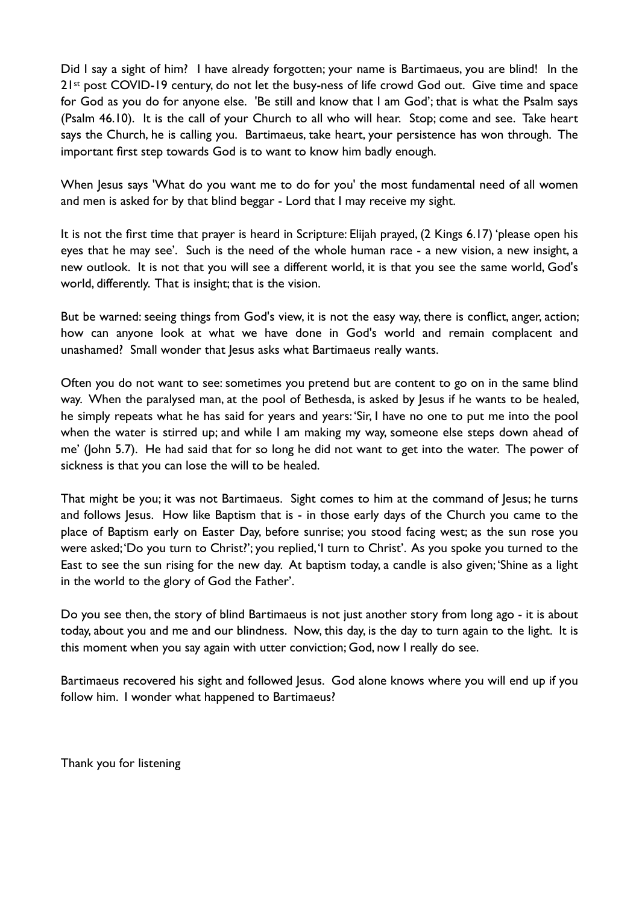Did I say a sight of him? I have already forgotten; your name is Bartimaeus, you are blind! In the 21st post COVID-19 century, do not let the busy-ness of life crowd God out. Give time and space for God as you do for anyone else. 'Be still and know that I am God'; that is what the Psalm says (Psalm 46.10). It is the call of your Church to all who will hear. Stop; come and see. Take heart says the Church, he is calling you. Bartimaeus, take heart, your persistence has won through. The important first step towards God is to want to know him badly enough.

When Jesus says 'What do you want me to do for you' the most fundamental need of all women and men is asked for by that blind beggar - Lord that I may receive my sight.

It is not the first time that prayer is heard in Scripture: Elijah prayed, (2 Kings 6.17) 'please open his eyes that he may see'. Such is the need of the whole human race - a new vision, a new insight, a new outlook. It is not that you will see a different world, it is that you see the same world, God's world, differently. That is insight; that is the vision.

But be warned: seeing things from God's view, it is not the easy way, there is conflict, anger, action; how can anyone look at what we have done in God's world and remain complacent and unashamed? Small wonder that Jesus asks what Bartimaeus really wants.

Often you do not want to see: sometimes you pretend but are content to go on in the same blind way. When the paralysed man, at the pool of Bethesda, is asked by Jesus if he wants to be healed, he simply repeats what he has said for years and years: 'Sir, I have no one to put me into the pool when the water is stirred up; and while I am making my way, someone else steps down ahead of me' (John 5.7). He had said that for so long he did not want to get into the water. The power of sickness is that you can lose the will to be healed.

That might be you; it was not Bartimaeus. Sight comes to him at the command of Jesus; he turns and follows Jesus. How like Baptism that is - in those early days of the Church you came to the place of Baptism early on Easter Day, before sunrise; you stood facing west; as the sun rose you were asked; 'Do you turn to Christ?'; you replied, 'I turn to Christ'. As you spoke you turned to the East to see the sun rising for the new day. At baptism today, a candle is also given; 'Shine as a light in the world to the glory of God the Father'.

Do you see then, the story of blind Bartimaeus is not just another story from long ago - it is about today, about you and me and our blindness. Now, this day, is the day to turn again to the light. It is this moment when you say again with utter conviction; God, now I really do see.

Bartimaeus recovered his sight and followed Jesus. God alone knows where you will end up if you follow him. I wonder what happened to Bartimaeus?

Thank you for listening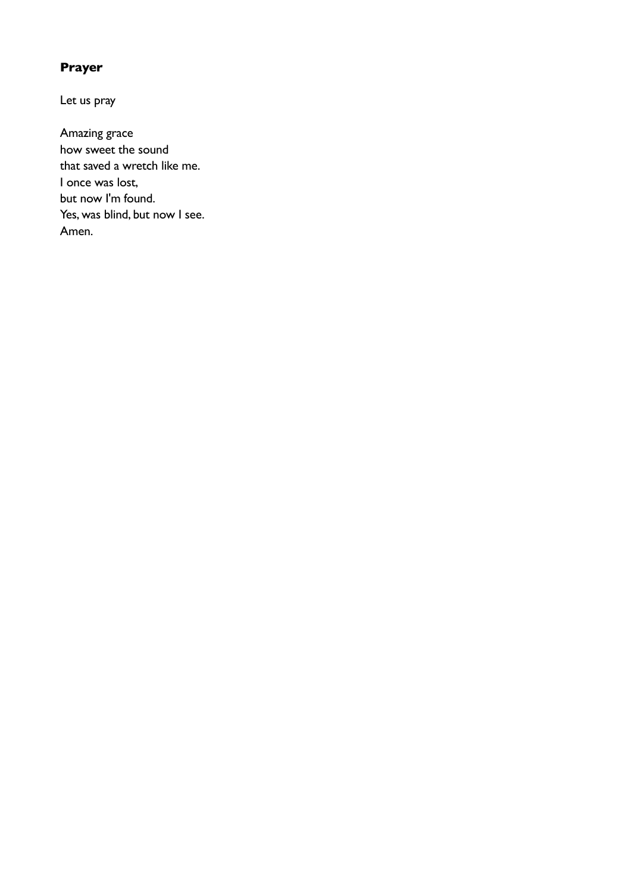**Prayer**

Let us pray

Amazing grace  
how sweet the sound  
that saved a wretch like me.  
I once was lost,  
but now I'm found.  
Yes, was blind, but now I see.  
Amen.